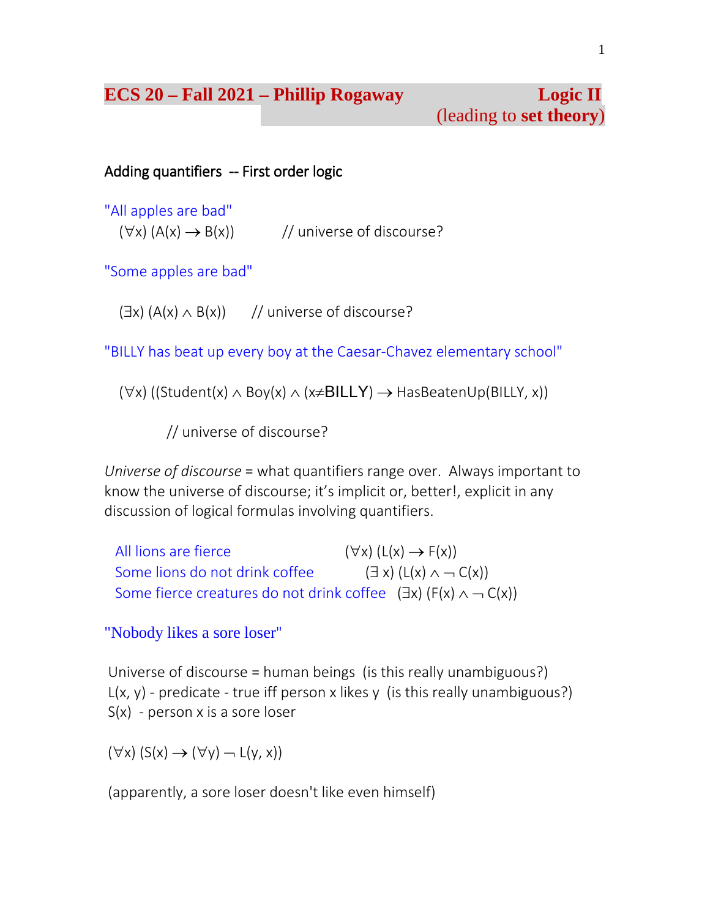# ECS 20 – Fall 2021 – Phillip Rogaway — Logic II (leading to **set theory**)

## Adding quantifiers -- First order logic

"All apples are bad"

$(\forall x)\ (A(x) \to B(x))$ // universe of discourse?

"Some apples are bad"

$(\exists x)\ (A(x) \wedge B(x))$ // universe of discourse?

"BILLY has beat up every boy at the Caesar-Chavez elementary school"

$(\forall x)\ ((\text{Student}(x) \wedge \text{Boy}(x) \wedge (x \neq \text{BILLY}) \to \text{HasBeatenUp}(\text{BILLY}, x))$

// universe of discourse?

*Universe of discourse* = what quantifiers range over. Always important to know the universe of discourse; it's implicit or, better!, explicit in any discussion of logical formulas involving quantifiers.

| | |
|---|---|
| All lions are fierce | $(\forall x)\ (L(x) \to F(x))$ |
| Some lions do not drink coffee | $(\exists x)\ (L(x) \wedge \neg C(x))$ |
| Some fierce creatures do not drink coffee | $(\exists x)\ (F(x) \wedge \neg C(x))$ |

"Nobody likes a sore loser"

Universe of discourse = human beings (is this really unambiguous?)
L(x, y) - predicate - true iff person x likes y (is this really unambiguous?)
S(x) - person x is a sore loser

$(\forall x)\ (S(x) \to (\forall y)\ \neg L(y, x))$

(apparently, a sore loser doesn't like even himself)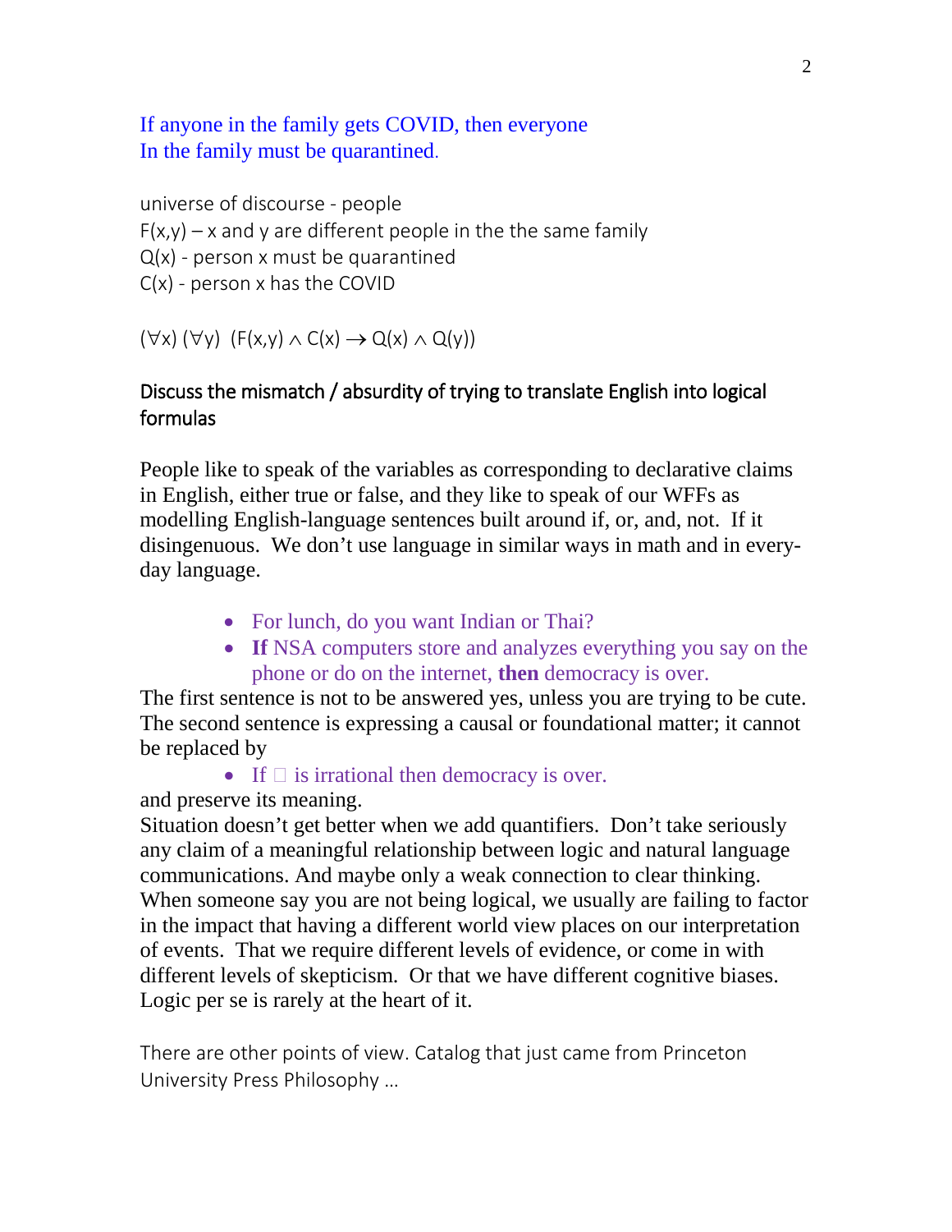If anyone in the family gets COVID, then everyone
In the family must be quarantined.

universe of discourse - people
F(x,y) – x and y are different people in the the same family
Q(x) - person x must be quarantined
C(x) - person x has the COVID

$(\forall x)\ (\forall y)\ \ (F(x,y) \wedge C(x) \rightarrow Q(x) \wedge Q(y))$

Discuss the mismatch / absurdity of trying to translate English into logical formulas

People like to speak of the variables as corresponding to declarative claims in English, either true or false, and they like to speak of our WFFs as modelling English-language sentences built around if, or, and, not. If it disingenuous. We don't use language in similar ways in math and in every-day language.

- For lunch, do you want Indian or Thai?
- **If** NSA computers store and analyzes everything you say on the phone or do on the internet, **then** democracy is over.

The first sentence is not to be answered yes, unless you are trying to be cute. The second sentence is expressing a causal or foundational matter; it cannot be replaced by

- If □ is irrational then democracy is over.

and preserve its meaning.
Situation doesn't get better when we add quantifiers. Don't take seriously any claim of a meaningful relationship between logic and natural language communications. And maybe only a weak connection to clear thinking. When someone say you are not being logical, we usually are failing to factor in the impact that having a different world view places on our interpretation of events. That we require different levels of evidence, or come in with different levels of skepticism. Or that we have different cognitive biases. Logic per se is rarely at the heart of it.

There are other points of view. Catalog that just came from Princeton University Press Philosophy …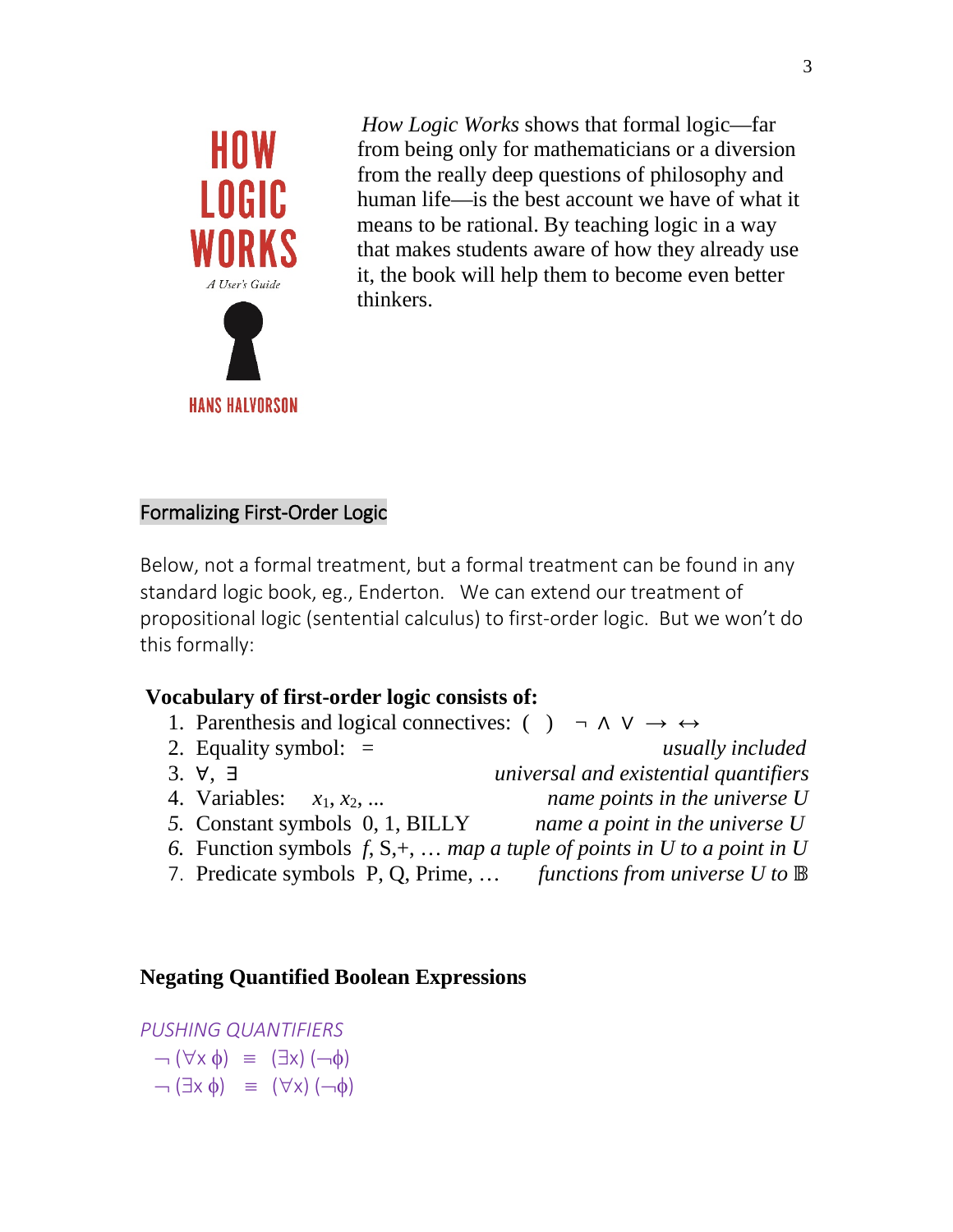*How Logic Works* shows that formal logic—far from being only for mathematicians or a diversion from the really deep questions of philosophy and human life—is the best account we have of what it means to be rational. By teaching logic in a way that makes students aware of how they already use it, the book will help them to become even better thinkers.

## Formalizing First-Order Logic

Below, not a formal treatment, but a formal treatment can be found in any standard logic book, eg., Enderton. We can extend our treatment of propositional logic (sentential calculus) to first-order logic. But we won't do this formally:

**Vocabulary of first-order logic consists of:**

1. Parenthesis and logical connectives: ( ) $\neg \land \lor \rightarrow \leftrightarrow$
2. Equality symbol: = *usually included*
3. $\forall$, $\exists$ *universal and existential quantifiers*
4. Variables: $x_1, x_2, \ldots$ *name points in the universe U*
5. Constant symbols 0, 1, BILLY *name a point in the universe U*
6. Function symbols *f*, S,+, … *map a tuple of points in U to a point in U*
7. Predicate symbols P, Q, Prime, … *functions from universe U to* $\mathbb{B}$

**Negating Quantified Boolean Expressions**

*PUSHING QUANTIFIERS*

$\neg(\forall x\ \phi) \equiv (\exists x)(\neg\phi)$

$\neg(\exists x\ \phi) \equiv (\forall x)(\neg\phi)$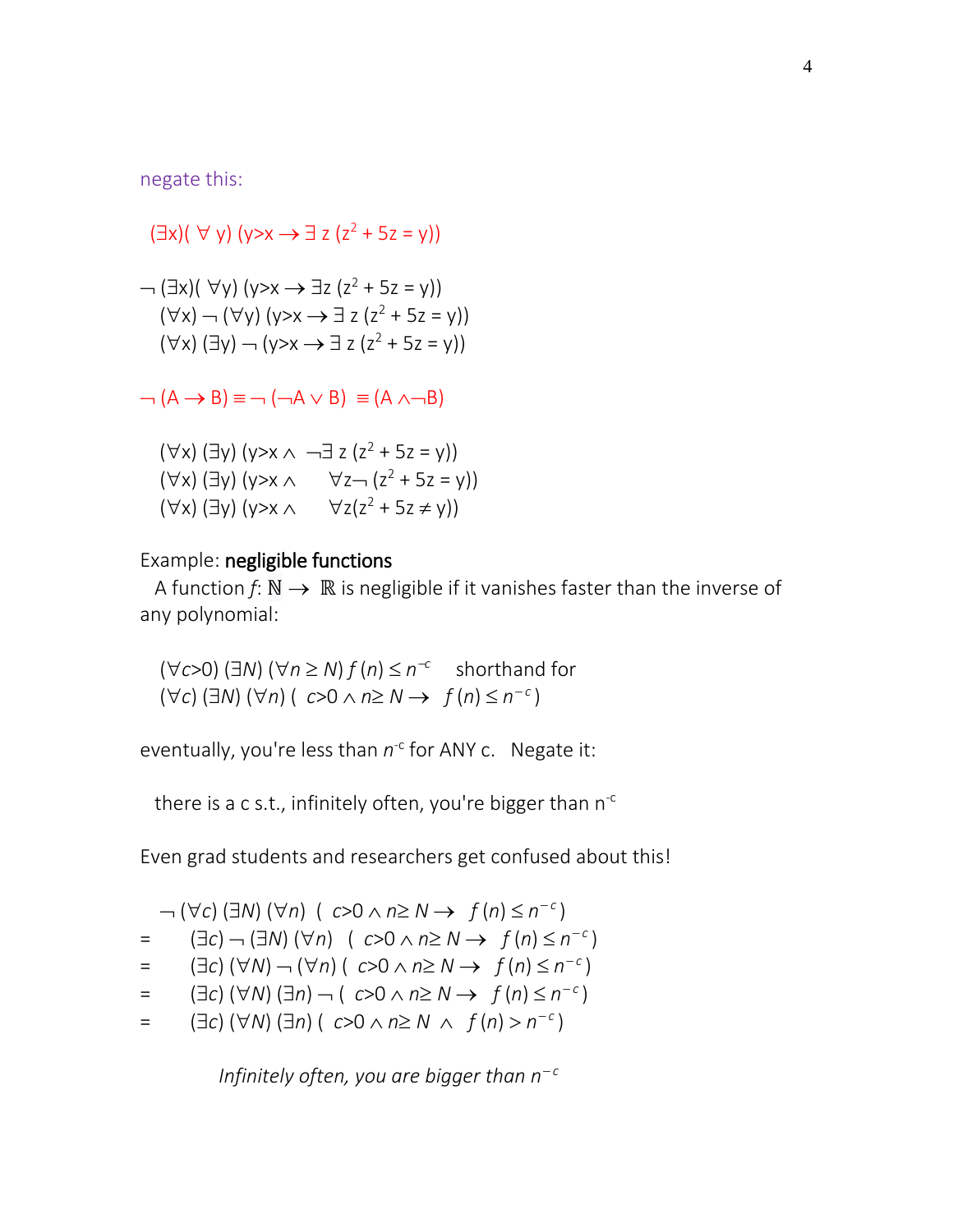negate this:

$(\exists x)(\forall y)(y>x \rightarrow \exists z\,(z^2 + 5z = y))$

$\neg(\exists x)(\forall y)(y>x \rightarrow \exists z\,(z^2 + 5z = y))$

$(\forall x)\neg(\forall y)(y>x \rightarrow \exists z\,(z^2 + 5z = y))$

$(\forall x)(\exists y)\neg(y>x \rightarrow \exists z\,(z^2 + 5z = y))$

$\neg(A \rightarrow B) \equiv \neg(\neg A \vee B) \equiv (A \wedge \neg B)$

$(\forall x)(\exists y)(y>x \wedge \neg\exists z\,(z^2 + 5z = y))$

$(\forall x)(\exists y)(y>x \wedge \forall z \neg(z^2 + 5z = y))$

$(\forall x)(\exists y)(y>x \wedge \forall z (z^2 + 5z \neq y))$

Example: **negligible functions**

A function $f: \mathbb{N} \rightarrow \mathbb{R}$ is negligible if it vanishes faster than the inverse of any polynomial:

$(\forall c>0)(\exists N)(\forall n \geq N)\, f(n) \leq n^{-c}$ shorthand for

$(\forall c)(\exists N)(\forall n)(\, c>0 \wedge n \geq N \rightarrow f(n) \leq n^{-c})$

eventually, you're less than $n^{-c}$ for ANY c. Negate it:

there is a c s.t., infinitely often, you're bigger than $n^{-c}$

Even grad students and researchers get confused about this!

$$
\begin{aligned}
& \neg(\forall c)(\exists N)(\forall n)(\, c>0 \wedge n \geq N \rightarrow f(n) \leq n^{-c}) \\
= \quad & (\exists c)\neg(\exists N)(\forall n)(\, c>0 \wedge n \geq N \rightarrow f(n) \leq n^{-c}) \\
= \quad & (\exists c)(\forall N)\neg(\forall n)(\, c>0 \wedge n \geq N \rightarrow f(n) \leq n^{-c}) \\
= \quad & (\exists c)(\forall N)(\exists n)\neg(\, c>0 \wedge n \geq N \rightarrow f(n) \leq n^{-c}) \\
= \quad & (\exists c)(\forall N)(\exists n)(\, c>0 \wedge n \geq N \wedge f(n) > n^{-c})
\end{aligned}
$$

*Infinitely often, you are bigger than* $n^{-c}$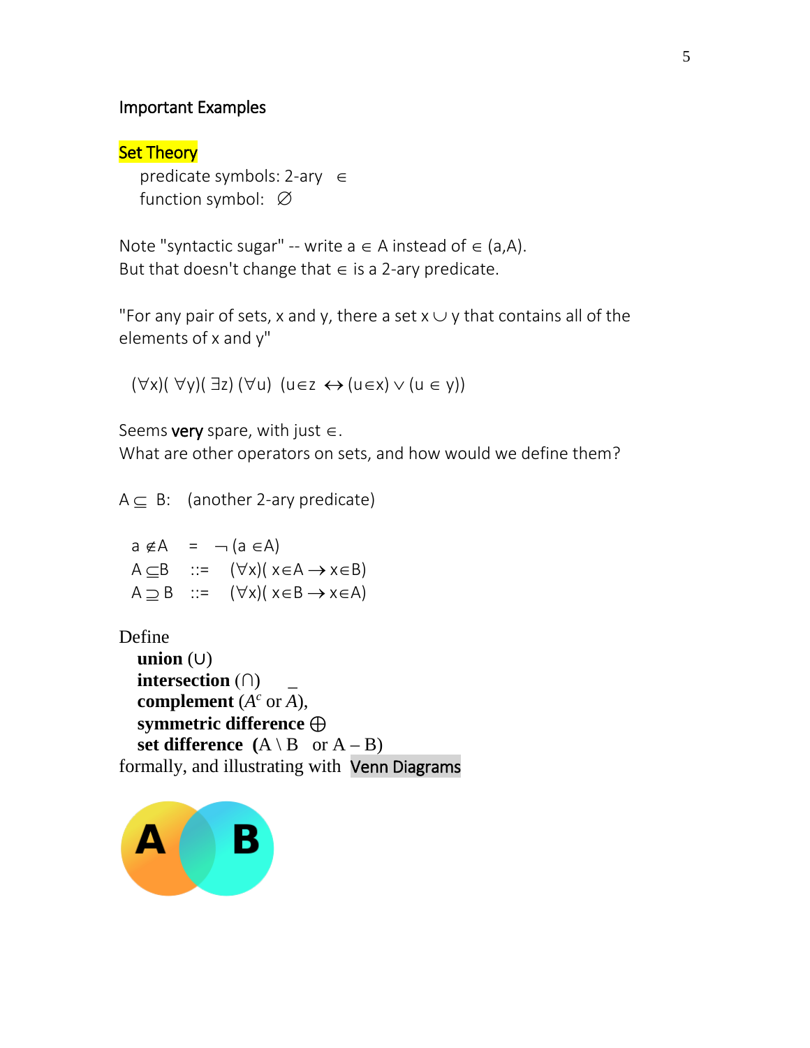Important Examples

## Set Theory

predicate symbols: 2-ary $\in$
function symbol: $\varnothing$

Note "syntactic sugar" -- write $a \in A$ instead of $\in(a,A)$.
But that doesn't change that $\in$ is a 2-ary predicate.

"For any pair of sets, x and y, there a set $x \cup y$ that contains all of the elements of x and y"

$$(\forall x)(\forall y)(\exists z)(\forall u)\ (u \in z \leftrightarrow (u \in x) \vee (u \in y))$$

Seems **very** spare, with just $\in$.
What are other operators on sets, and how would we define them?

$A \subseteq B$: (another 2-ary predicate)

$a \notin A \quad = \quad \neg(a \in A)$
$A \subseteq B \quad ::= \quad (\forall x)(x \in A \rightarrow x \in B)$
$A \supseteq B \quad ::= \quad (\forall x)(x \in B \rightarrow x \in A)$

Define
**union** ($\cup$)
**intersection** ($\cap$)
**complement** ($A^c$ or $\overline{A}$),
**symmetric difference** $\oplus$
**set difference** ($A \setminus B$ or $A - B$)
formally, and illustrating with Venn Diagrams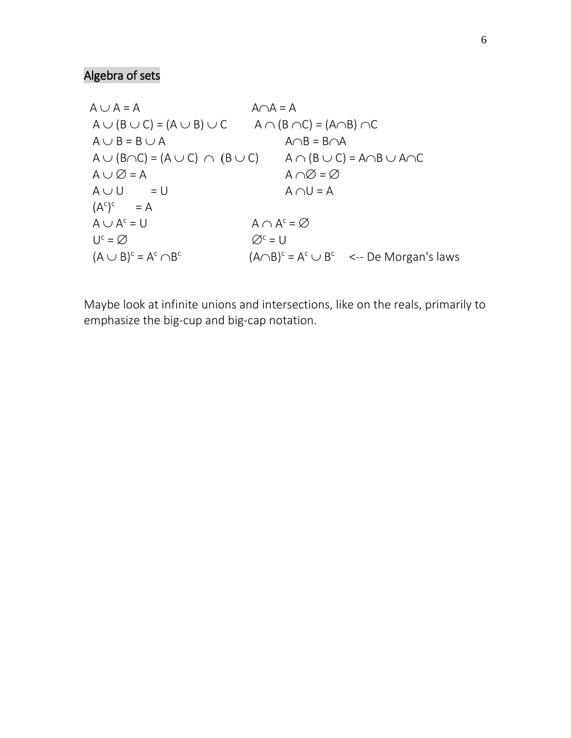## Algebra of sets

$A \cup A = A$ $\quad$ $A \cap A = A$

$A \cup (B \cup C) = (A \cup B) \cup C$ $\quad$ $A \cap (B \cap C) = (A \cap B) \cap C$

$A \cup B = B \cup A$ $\quad$ $A \cap B = B \cap A$

$A \cup (B \cap C) = (A \cup C) \cap (B \cup C)$ $\quad$ $A \cap (B \cup C) = A \cap B \cup A \cap C$

$A \cup \varnothing = A$ $\quad$ $A \cap \varnothing = \varnothing$

$A \cup U = U$ $\quad$ $A \cap U = A$

$(A^c)^c = A$

$A \cup A^c = U$ $\quad$ $A \cap A^c = \varnothing$

$U^c = \varnothing$ $\quad$ $\varnothing^c = U$

$(A \cup B)^c = A^c \cap B^c$ $\quad$ $(A \cap B)^c = A^c \cup B^c$ <-- De Morgan's laws

Maybe look at infinite unions and intersections, like on the reals, primarily to emphasize the big-cup and big-cap notation.